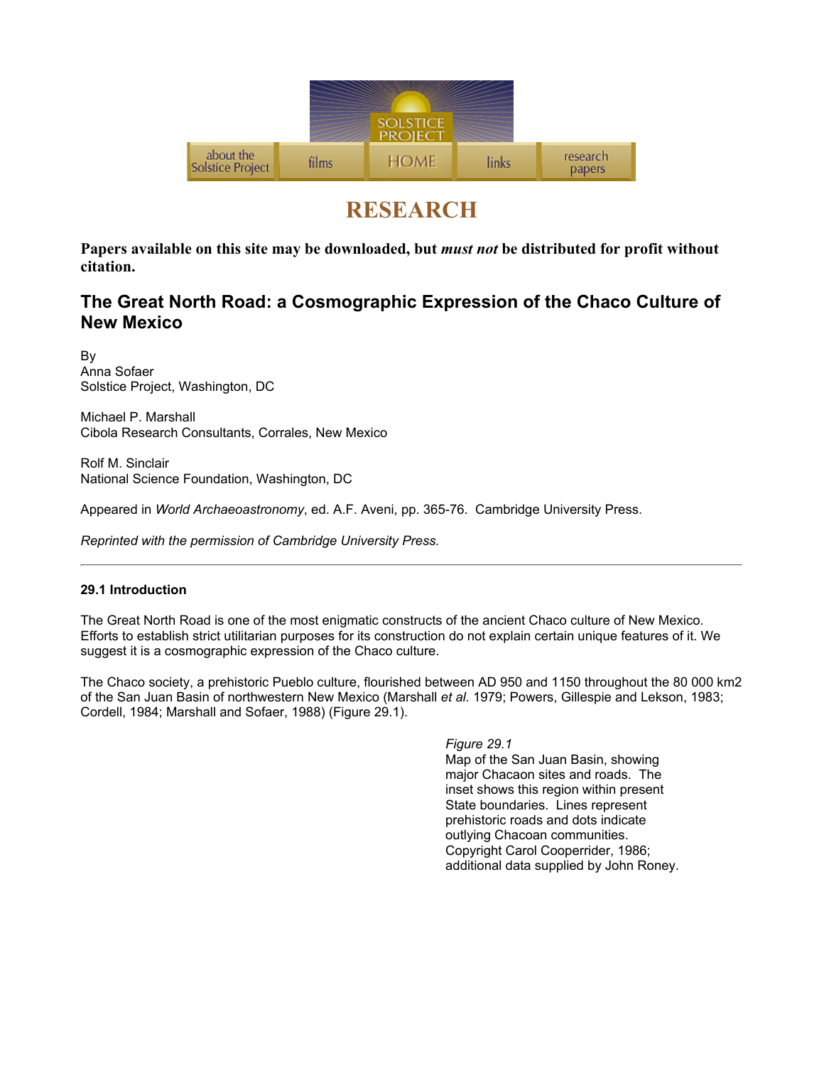# RESEARCH

**Papers available on this site may be downloaded, but *must not* be distributed for profit without citation.**

## The Great North Road: a Cosmographic Expression of the Chaco Culture of New Mexico

By
Anna Sofaer
Solstice Project, Washington, DC

Michael P. Marshall
Cibola Research Consultants, Corrales, New Mexico

Rolf M. Sinclair
National Science Foundation, Washington, DC

Appeared in *World Archaeoastronomy*, ed. A.F. Aveni, pp. 365-76. Cambridge University Press.

*Reprinted with the permission of Cambridge University Press.*

---

### 29.1 Introduction

The Great North Road is one of the most enigmatic constructs of the ancient Chaco culture of New Mexico. Efforts to establish strict utilitarian purposes for its construction do not explain certain unique features of it. We suggest it is a cosmographic expression of the Chaco culture.

The Chaco society, a prehistoric Pueblo culture, flourished between AD 950 and 1150 throughout the 80 000 km2 of the San Juan Basin of northwestern New Mexico (Marshall *et al.* 1979; Powers, Gillespie and Lekson, 1983; Cordell, 1984; Marshall and Sofaer, 1988) (Figure 29.1).

*Figure 29.1*
Map of the San Juan Basin, showing major Chacaon sites and roads. The inset shows this region within present State boundaries. Lines represent prehistoric roads and dots indicate outlying Chacoan communities. Copyright Carol Cooperrider, 1986; additional data supplied by John Roney.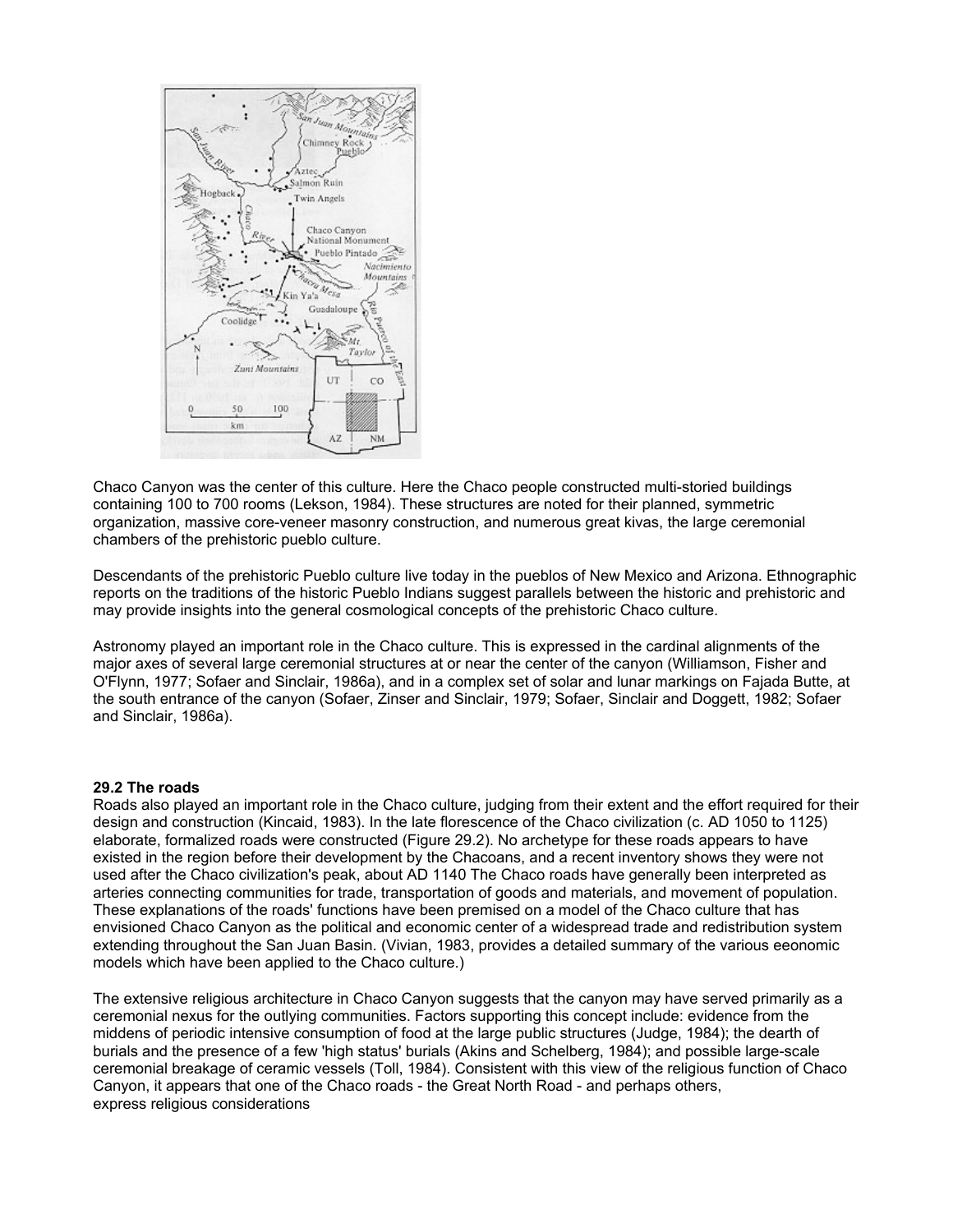Chaco Canyon was the center of this culture. Here the Chaco people constructed multi-storied buildings containing 100 to 700 rooms (Lekson, 1984). These structures are noted for their planned, symmetric organization, massive core-veneer masonry construction, and numerous great kivas, the large ceremonial chambers of the prehistoric pueblo culture.

Descendants of the prehistoric Pueblo culture live today in the pueblos of New Mexico and Arizona. Ethnographic reports on the traditions of the historic Pueblo Indians suggest parallels between the historic and prehistoric and may provide insights into the general cosmological concepts of the prehistoric Chaco culture.

Astronomy played an important role in the Chaco culture. This is expressed in the cardinal alignments of the major axes of several large ceremonial structures at or near the center of the canyon (Williamson, Fisher and O'Flynn, 1977; Sofaer and Sinclair, 1986a), and in a complex set of solar and lunar markings on Fajada Butte, at the south entrance of the canyon (Sofaer, Zinser and Sinclair, 1979; Sofaer, Sinclair and Doggett, 1982; Sofaer and Sinclair, 1986a).

**29.2 The roads**

Roads also played an important role in the Chaco culture, judging from their extent and the effort required for their design and construction (Kincaid, 1983). In the late florescence of the Chaco civilization (c. AD 1050 to 1125) elaborate, formalized roads were constructed (Figure 29.2). No archetype for these roads appears to have existed in the region before their development by the Chacoans, and a recent inventory shows they were not used after the Chaco civilization's peak, about AD 1140 The Chaco roads have generally been interpreted as arteries connecting communities for trade, transportation of goods and materials, and movement of population. These explanations of the roads' functions have been premised on a model of the Chaco culture that has envisioned Chaco Canyon as the political and economic center of a widespread trade and redistribution system extending throughout the San Juan Basin. (Vivian, 1983, provides a detailed summary of the various eeonomic models which have been applied to the Chaco culture.)

The extensive religious architecture in Chaco Canyon suggests that the canyon may have served primarily as a ceremonial nexus for the outlying communities. Factors supporting this concept include: evidence from the middens of periodic intensive consumption of food at the large public structures (Judge, 1984); the dearth of burials and the presence of a few 'high status' burials (Akins and Schelberg, 1984); and possible large-scale ceremonial breakage of ceramic vessels (Toll, 1984). Consistent with this view of the religious function of Chaco Canyon, it appears that one of the Chaco roads - the Great North Road - and perhaps others, express religious considerations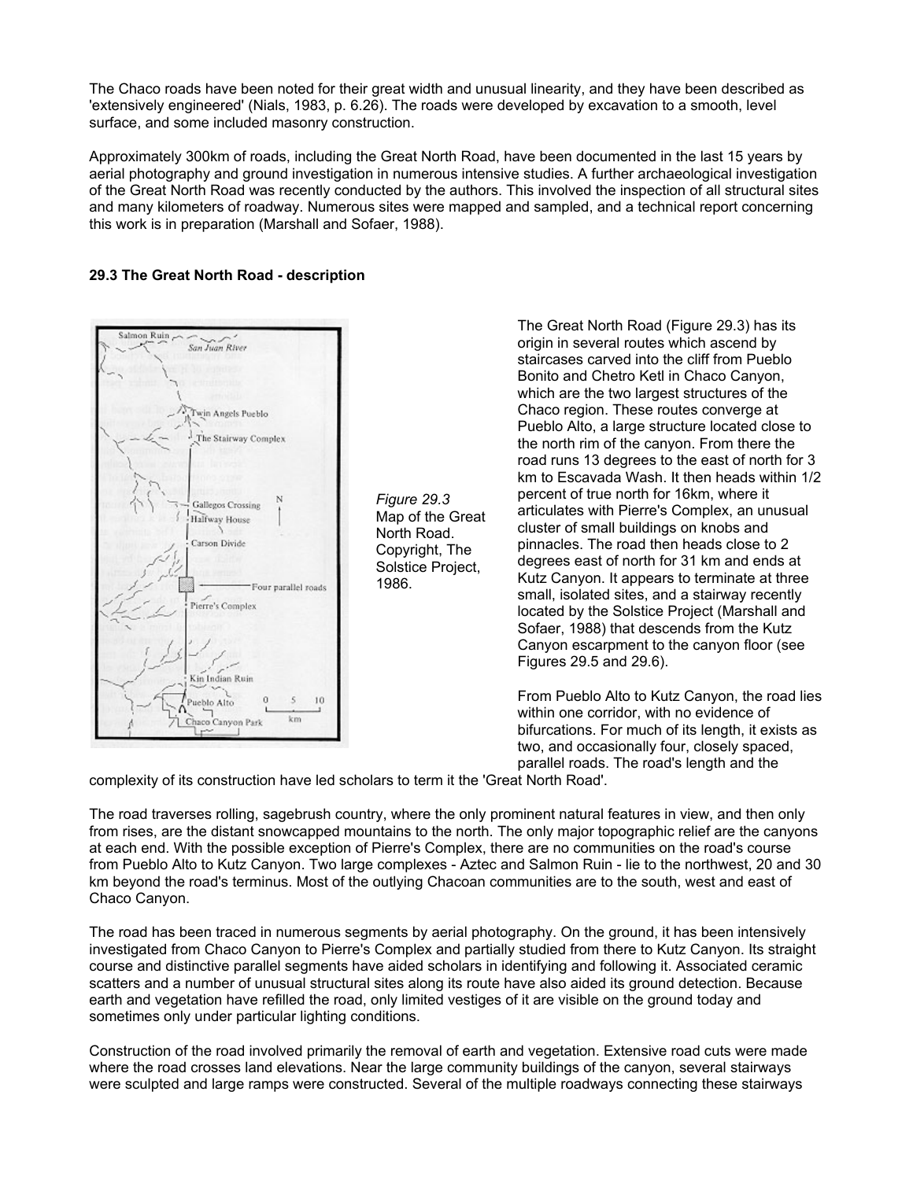The Chaco roads have been noted for their great width and unusual linearity, and they have been described as 'extensively engineered' (Nials, 1983, p. 6.26). The roads were developed by excavation to a smooth, level surface, and some included masonry construction.

Approximately 300km of roads, including the Great North Road, have been documented in the last 15 years by aerial photography and ground investigation in numerous intensive studies. A further archaeological investigation of the Great North Road was recently conducted by the authors. This involved the inspection of all structural sites and many kilometers of roadway. Numerous sites were mapped and sampled, and a technical report concerning this work is in preparation (Marshall and Sofaer, 1988).

### 29.3 The Great North Road - description

*Figure 29.3* Map of the Great North Road. Copyright, The Solstice Project, 1986.

The Great North Road (Figure 29.3) has its origin in several routes which ascend by staircases carved into the cliff from Pueblo Bonito and Chetro Ketl in Chaco Canyon, which are the two largest structures of the Chaco region. These routes converge at Pueblo Alto, a large structure located close to the north rim of the canyon. From there the road runs 13 degrees to the east of north for 3 km to Escavada Wash. It then heads within 1/2 percent of true north for 16km, where it articulates with Pierre's Complex, an unusual cluster of small buildings on knobs and pinnacles. The road then heads close to 2 degrees east of north for 31 km and ends at Kutz Canyon. It appears to terminate at three small, isolated sites, and a stairway recently located by the Solstice Project (Marshall and Sofaer, 1988) that descends from the Kutz Canyon escarpment to the canyon floor (see Figures 29.5 and 29.6).

From Pueblo Alto to Kutz Canyon, the road lies within one corridor, with no evidence of bifurcations. For much of its length, it exists as two, and occasionally four, closely spaced, parallel roads. The road's length and the complexity of its construction have led scholars to term it the 'Great North Road'.

The road traverses rolling, sagebrush country, where the only prominent natural features in view, and then only from rises, are the distant snowcapped mountains to the north. The only major topographic relief are the canyons at each end. With the possible exception of Pierre's Complex, there are no communities on the road's course from Pueblo Alto to Kutz Canyon. Two large complexes - Aztec and Salmon Ruin - lie to the northwest, 20 and 30 km beyond the road's terminus. Most of the outlying Chacoan communities are to the south, west and east of Chaco Canyon.

The road has been traced in numerous segments by aerial photography. On the ground, it has been intensively investigated from Chaco Canyon to Pierre's Complex and partially studied from there to Kutz Canyon. Its straight course and distinctive parallel segments have aided scholars in identifying and following it. Associated ceramic scatters and a number of unusual structural sites along its route have also aided its ground detection. Because earth and vegetation have refilled the road, only limited vestiges of it are visible on the ground today and sometimes only under particular lighting conditions.

Construction of the road involved primarily the removal of earth and vegetation. Extensive road cuts were made where the road crosses land elevations. Near the large community buildings of the canyon, several stairways were sculpted and large ramps were constructed. Several of the multiple roadways connecting these stairways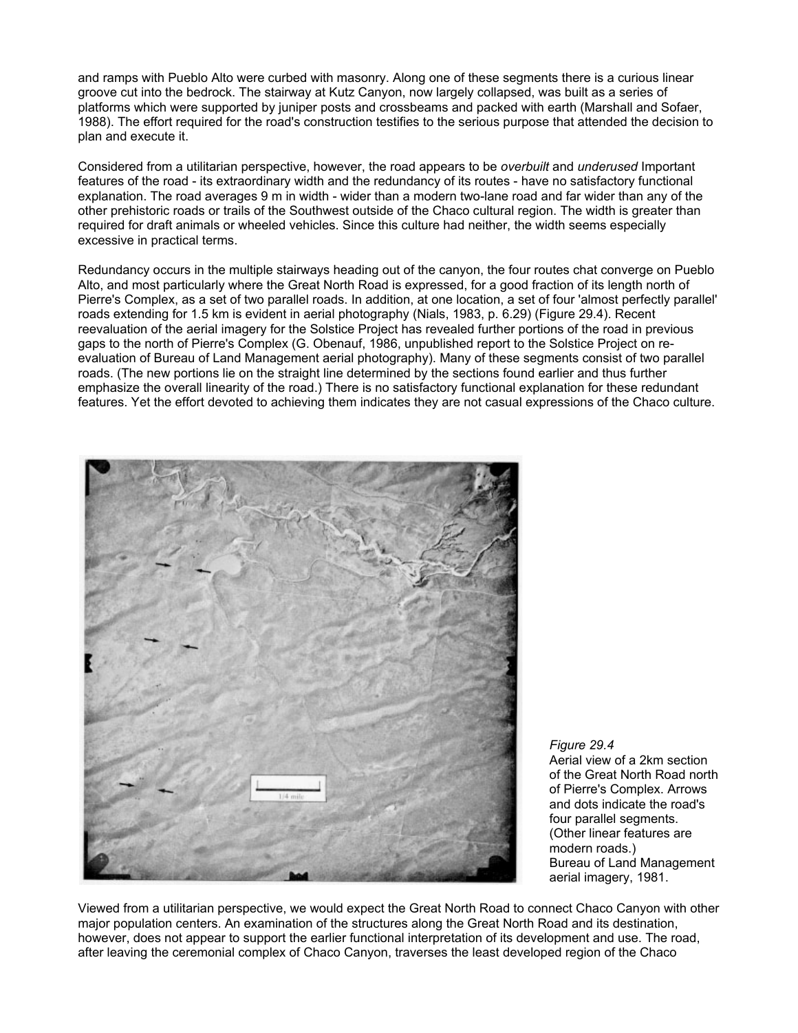and ramps with Pueblo Alto were curbed with masonry. Along one of these segments there is a curious linear groove cut into the bedrock. The stairway at Kutz Canyon, now largely collapsed, was built as a series of platforms which were supported by juniper posts and crossbeams and packed with earth (Marshall and Sofaer, 1988). The effort required for the road's construction testifies to the serious purpose that attended the decision to plan and execute it.

Considered from a utilitarian perspective, however, the road appears to be *overbuilt* and *underused* Important features of the road - its extraordinary width and the redundancy of its routes - have no satisfactory functional explanation. The road averages 9 m in width - wider than a modern two-lane road and far wider than any of the other prehistoric roads or trails of the Southwest outside of the Chaco cultural region. The width is greater than required for draft animals or wheeled vehicles. Since this culture had neither, the width seems especially excessive in practical terms.

Redundancy occurs in the multiple stairways heading out of the canyon, the four routes chat converge on Pueblo Alto, and most particularly where the Great North Road is expressed, for a good fraction of its length north of Pierre's Complex, as a set of two parallel roads. In addition, at one location, a set of four 'almost perfectly parallel' roads extending for 1.5 km is evident in aerial photography (Nials, 1983, p. 6.29) (Figure 29.4). Recent reevaluation of the aerial imagery for the Solstice Project has revealed further portions of the road in previous gaps to the north of Pierre's Complex (G. Obenauf, 1986, unpublished report to the Solstice Project on re-evaluation of Bureau of Land Management aerial photography). Many of these segments consist of two parallel roads. (The new portions lie on the straight line determined by the sections found earlier and thus further emphasize the overall linearity of the road.) There is no satisfactory functional explanation for these redundant features. Yet the effort devoted to achieving them indicates they are not casual expressions of the Chaco culture.

*Figure 29.4*
Aerial view of a 2km section of the Great North Road north of Pierre's Complex. Arrows and dots indicate the road's four parallel segments. (Other linear features are modern roads.)
Bureau of Land Management aerial imagery, 1981.

Viewed from a utilitarian perspective, we would expect the Great North Road to connect Chaco Canyon with other major population centers. An examination of the structures along the Great North Road and its destination, however, does not appear to support the earlier functional interpretation of its development and use. The road, after leaving the ceremonial complex of Chaco Canyon, traverses the least developed region of the Chaco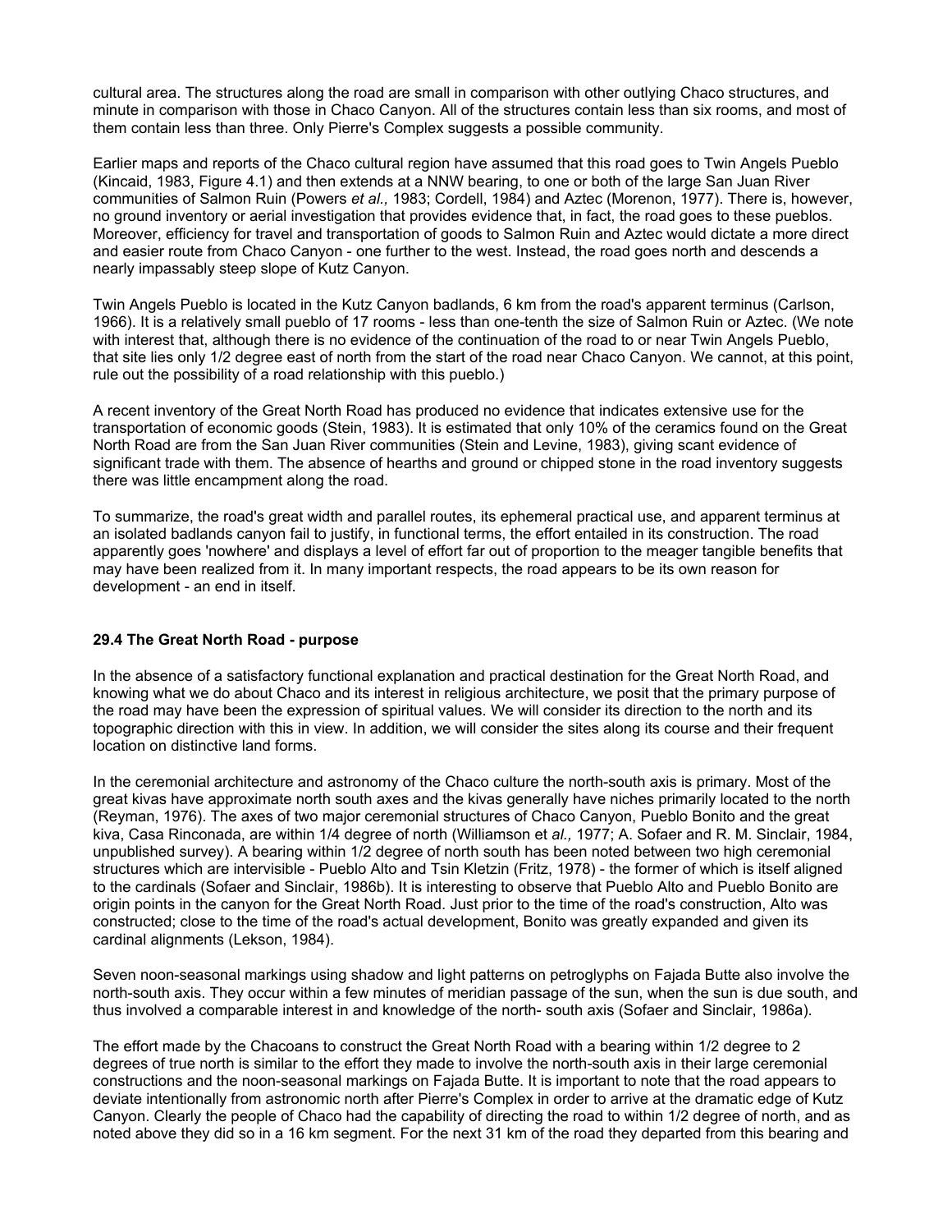cultural area. The structures along the road are small in comparison with other outlying Chaco structures, and minute in comparison with those in Chaco Canyon. All of the structures contain less than six rooms, and most of them contain less than three. Only Pierre's Complex suggests a possible community.

Earlier maps and reports of the Chaco cultural region have assumed that this road goes to Twin Angels Pueblo (Kincaid, 1983, Figure 4.1) and then extends at a NNW bearing, to one or both of the large San Juan River communities of Salmon Ruin (Powers *et al.,* 1983; Cordell, 1984) and Aztec (Morenon, 1977). There is, however, no ground inventory or aerial investigation that provides evidence that, in fact, the road goes to these pueblos. Moreover, efficiency for travel and transportation of goods to Salmon Ruin and Aztec would dictate a more direct and easier route from Chaco Canyon - one further to the west. Instead, the road goes north and descends a nearly impassably steep slope of Kutz Canyon.

Twin Angels Pueblo is located in the Kutz Canyon badlands, 6 km from the road's apparent terminus (Carlson, 1966). It is a relatively small pueblo of 17 rooms - less than one-tenth the size of Salmon Ruin or Aztec. (We note with interest that, although there is no evidence of the continuation of the road to or near Twin Angels Pueblo, that site lies only 1/2 degree east of north from the start of the road near Chaco Canyon. We cannot, at this point, rule out the possibility of a road relationship with this pueblo.)

A recent inventory of the Great North Road has produced no evidence that indicates extensive use for the transportation of economic goods (Stein, 1983). It is estimated that only 10% of the ceramics found on the Great North Road are from the San Juan River communities (Stein and Levine, 1983), giving scant evidence of significant trade with them. The absence of hearths and ground or chipped stone in the road inventory suggests there was little encampment along the road.

To summarize, the road's great width and parallel routes, its ephemeral practical use, and apparent terminus at an isolated badlands canyon fail to justify, in functional terms, the effort entailed in its construction. The road apparently goes 'nowhere' and displays a level of effort far out of proportion to the meager tangible benefits that may have been realized from it. In many important respects, the road appears to be its own reason for development - an end in itself.

### 29.4 The Great North Road - purpose

In the absence of a satisfactory functional explanation and practical destination for the Great North Road, and knowing what we do about Chaco and its interest in religious architecture, we posit that the primary purpose of the road may have been the expression of spiritual values. We will consider its direction to the north and its topographic direction with this in view. In addition, we will consider the sites along its course and their frequent location on distinctive land forms.

In the ceremonial architecture and astronomy of the Chaco culture the north-south axis is primary. Most of the great kivas have approximate north south axes and the kivas generally have niches primarily located to the north (Reyman, 1976). The axes of two major ceremonial structures of Chaco Canyon, Pueblo Bonito and the great kiva, Casa Rinconada, are within 1/4 degree of north (Williamson et *al.,* 1977; A. Sofaer and R. M. Sinclair, 1984, unpublished survey). A bearing within 1/2 degree of north south has been noted between two high ceremonial structures which are intervisible - Pueblo Alto and Tsin Kletzin (Fritz, 1978) - the former of which is itself aligned to the cardinals (Sofaer and Sinclair, 1986b). It is interesting to observe that Pueblo Alto and Pueblo Bonito are origin points in the canyon for the Great North Road. Just prior to the time of the road's construction, Alto was constructed; close to the time of the road's actual development, Bonito was greatly expanded and given its cardinal alignments (Lekson, 1984).

Seven noon-seasonal markings using shadow and light patterns on petroglyphs on Fajada Butte also involve the north-south axis. They occur within a few minutes of meridian passage of the sun, when the sun is due south, and thus involved a comparable interest in and knowledge of the north- south axis (Sofaer and Sinclair, 1986a).

The effort made by the Chacoans to construct the Great North Road with a bearing within 1/2 degree to 2 degrees of true north is similar to the effort they made to involve the north-south axis in their large ceremonial constructions and the noon-seasonal markings on Fajada Butte. It is important to note that the road appears to deviate intentionally from astronomic north after Pierre's Complex in order to arrive at the dramatic edge of Kutz Canyon. Clearly the people of Chaco had the capability of directing the road to within 1/2 degree of north, and as noted above they did so in a 16 km segment. For the next 31 km of the road they departed from this bearing and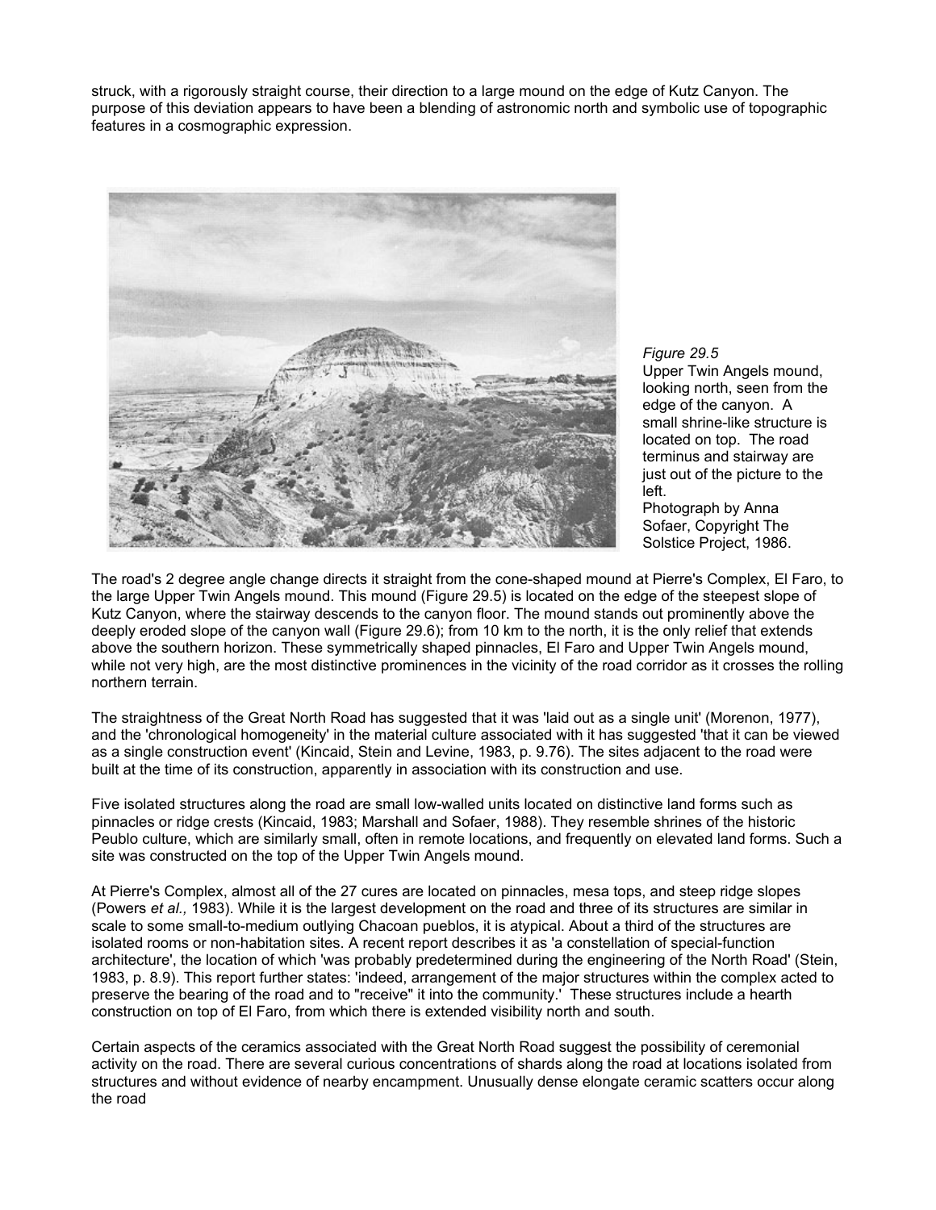struck, with a rigorously straight course, their direction to a large mound on the edge of Kutz Canyon. The purpose of this deviation appears to have been a blending of astronomic north and symbolic use of topographic features in a cosmographic expression.

*Figure 29.5*
Upper Twin Angels mound, looking north, seen from the edge of the canyon. A small shrine-like structure is located on top. The road terminus and stairway are just out of the picture to the left.
Photograph by Anna Sofaer, Copyright The Solstice Project, 1986.

The road's 2 degree angle change directs it straight from the cone-shaped mound at Pierre's Complex, El Faro, to the large Upper Twin Angels mound. This mound (Figure 29.5) is located on the edge of the steepest slope of Kutz Canyon, where the stairway descends to the canyon floor. The mound stands out prominently above the deeply eroded slope of the canyon wall (Figure 29.6); from 10 km to the north, it is the only relief that extends above the southern horizon. These symmetrically shaped pinnacles, El Faro and Upper Twin Angels mound, while not very high, are the most distinctive prominences in the vicinity of the road corridor as it crosses the rolling northern terrain.

The straightness of the Great North Road has suggested that it was 'laid out as a single unit' (Morenon, 1977), and the 'chronological homogeneity' in the material culture associated with it has suggested 'that it can be viewed as a single construction event' (Kincaid, Stein and Levine, 1983, p. 9.76). The sites adjacent to the road were built at the time of its construction, apparently in association with its construction and use.

Five isolated structures along the road are small low-walled units located on distinctive land forms such as pinnacles or ridge crests (Kincaid, 1983; Marshall and Sofaer, 1988). They resemble shrines of the historic Peublo culture, which are similarly small, often in remote locations, and frequently on elevated land forms. Such a site was constructed on the top of the Upper Twin Angels mound.

At Pierre's Complex, almost all of the 27 cures are located on pinnacles, mesa tops, and steep ridge slopes (Powers *et al.,* 1983). While it is the largest development on the road and three of its structures are similar in scale to some small-to-medium outlying Chacoan pueblos, it is atypical. About a third of the structures are isolated rooms or non-habitation sites. A recent report describes it as 'a constellation of special-function architecture', the location of which 'was probably predetermined during the engineering of the North Road' (Stein, 1983, p. 8.9). This report further states: 'indeed, arrangement of the major structures within the complex acted to preserve the bearing of the road and to "receive" it into the community.' These structures include a hearth construction on top of El Faro, from which there is extended visibility north and south.

Certain aspects of the ceramics associated with the Great North Road suggest the possibility of ceremonial activity on the road. There are several curious concentrations of shards along the road at locations isolated from structures and without evidence of nearby encampment. Unusually dense elongate ceramic scatters occur along the road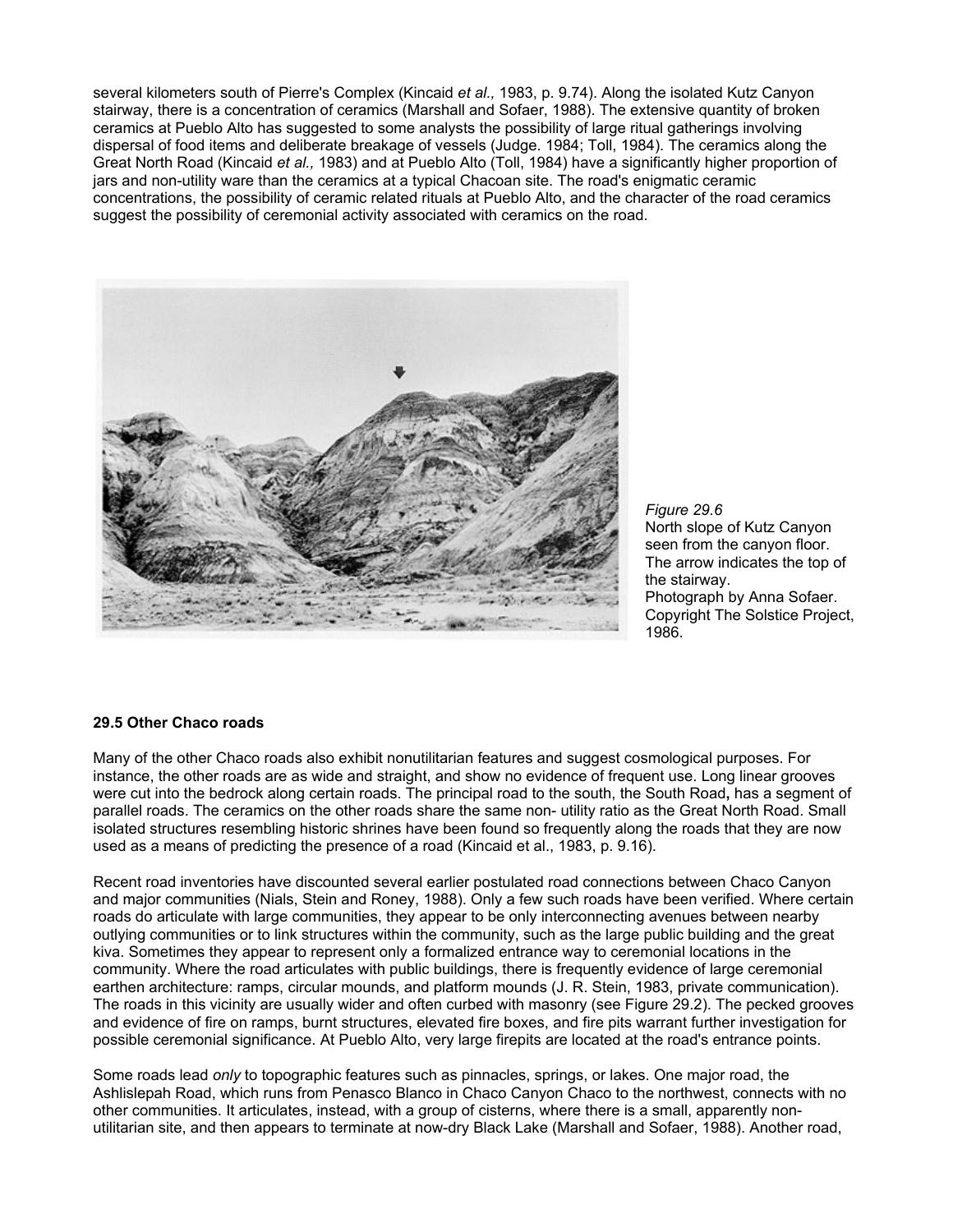several kilometers south of Pierre's Complex (Kincaid *et al.,* 1983, p. 9.74). Along the isolated Kutz Canyon stairway, there is a concentration of ceramics (Marshall and Sofaer, 1988). The extensive quantity of broken ceramics at Pueblo Alto has suggested to some analysts the possibility of large ritual gatherings involving dispersal of food items and deliberate breakage of vessels (Judge. 1984; Toll, 1984). The ceramics along the Great North Road (Kincaid *et al.,* 1983) and at Pueblo Alto (Toll, 1984) have a significantly higher proportion of jars and non-utility ware than the ceramics at a typical Chacoan site. The road's enigmatic ceramic concentrations, the possibility of ceramic related rituals at Pueblo Alto, and the character of the road ceramics suggest the possibility of ceremonial activity associated with ceramics on the road.

*Figure 29.6*
North slope of Kutz Canyon seen from the canyon floor. The arrow indicates the top of the stairway.
Photograph by Anna Sofaer. Copyright The Solstice Project, 1986.

**29.5 Other Chaco roads**

Many of the other Chaco roads also exhibit nonutilitarian features and suggest cosmological purposes. For instance, the other roads are as wide and straight, and show no evidence of frequent use. Long linear grooves were cut into the bedrock along certain roads. The principal road to the south, the South Road**,** has a segment of parallel roads. The ceramics on the other roads share the same non- utility ratio as the Great North Road. Small isolated structures resembling historic shrines have been found so frequently along the roads that they are now used as a means of predicting the presence of a road (Kincaid et al., 1983, p. 9.16).

Recent road inventories have discounted several earlier postulated road connections between Chaco Canyon and major communities (Nials, Stein and Roney, 1988). Only a few such roads have been verified. Where certain roads do articulate with large communities, they appear to be only interconnecting avenues between nearby outlying communities or to link structures within the community, such as the large public building and the great kiva. Sometimes they appear to represent only a formalized entrance way to ceremonial locations in the community. Where the road articulates with public buildings, there is frequently evidence of large ceremonial earthen architecture: ramps, circular mounds, and platform mounds (J. R. Stein, 1983, private communication). The roads in this vicinity are usually wider and often curbed with masonry (see Figure 29.2). The pecked grooves and evidence of fire on ramps, burnt structures, elevated fire boxes, and fire pits warrant further investigation for possible ceremonial significance. At Pueblo Alto, very large firepits are located at the road's entrance points.

Some roads lead *only* to topographic features such as pinnacles, springs, or lakes. One major road, the Ashlislepah Road, which runs from Penasco Blanco in Chaco Canyon Chaco to the northwest, connects with no other communities. It articulates, instead, with a group of cisterns, where there is a small, apparently non-utilitarian site, and then appears to terminate at now-dry Black Lake (Marshall and Sofaer, 1988). Another road,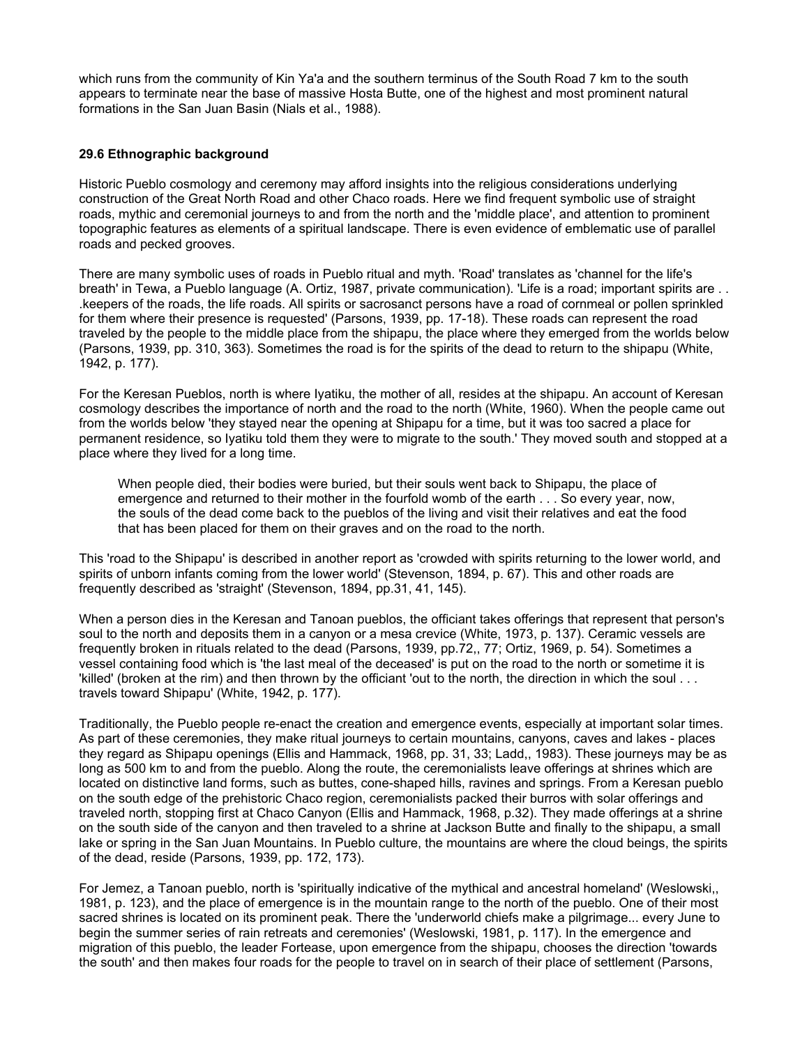which runs from the community of Kin Ya'a and the southern terminus of the South Road 7 km to the south appears to terminate near the base of massive Hosta Butte, one of the highest and most prominent natural formations in the San Juan Basin (Nials et al., 1988).

### 29.6 Ethnographic background

Historic Pueblo cosmology and ceremony may afford insights into the religious considerations underlying construction of the Great North Road and other Chaco roads. Here we find frequent symbolic use of straight roads, mythic and ceremonial journeys to and from the north and the 'middle place', and attention to prominent topographic features as elements of a spiritual landscape. There is even evidence of emblematic use of parallel roads and pecked grooves.

There are many symbolic uses of roads in Pueblo ritual and myth. 'Road' translates as 'channel for the life's breath' in Tewa, a Pueblo language (A. Ortiz, 1987, private communication). 'Life is a road; important spirits are . . .keepers of the roads, the life roads. All spirits or sacrosanct persons have a road of cornmeal or pollen sprinkled for them where their presence is requested' (Parsons, 1939, pp. 17-18). These roads can represent the road traveled by the people to the middle place from the shipapu, the place where they emerged from the worlds below (Parsons, 1939, pp. 310, 363). Sometimes the road is for the spirits of the dead to return to the shipapu (White, 1942, p. 177).

For the Keresan Pueblos, north is where Iyatiku, the mother of all, resides at the shipapu. An account of Keresan cosmology describes the importance of north and the road to the north (White, 1960). When the people came out from the worlds below 'they stayed near the opening at Shipapu for a time, but it was too sacred a place for permanent residence, so Iyatiku told them they were to migrate to the south.' They moved south and stopped at a place where they lived for a long time.

> When people died, their bodies were buried, but their souls went back to Shipapu, the place of emergence and returned to their mother in the fourfold womb of the earth . . . So every year, now, the souls of the dead come back to the pueblos of the living and visit their relatives and eat the food that has been placed for them on their graves and on the road to the north.

This 'road to the Shipapu' is described in another report as 'crowded with spirits returning to the lower world, and spirits of unborn infants coming from the lower world' (Stevenson, 1894, p. 67). This and other roads are frequently described as 'straight' (Stevenson, 1894, pp.31, 41, 145).

When a person dies in the Keresan and Tanoan pueblos, the officiant takes offerings that represent that person's soul to the north and deposits them in a canyon or a mesa crevice (White, 1973, p. 137). Ceramic vessels are frequently broken in rituals related to the dead (Parsons, 1939, pp.72,, 77; Ortiz, 1969, p. 54). Sometimes a vessel containing food which is 'the last meal of the deceased' is put on the road to the north or sometime it is 'killed' (broken at the rim) and then thrown by the officiant 'out to the north, the direction in which the soul . . . travels toward Shipapu' (White, 1942, p. 177).

Traditionally, the Pueblo people re-enact the creation and emergence events, especially at important solar times. As part of these ceremonies, they make ritual journeys to certain mountains, canyons, caves and lakes - places they regard as Shipapu openings (Ellis and Hammack, 1968, pp. 31, 33; Ladd,, 1983). These journeys may be as long as 500 km to and from the pueblo. Along the route, the ceremonialists leave offerings at shrines which are located on distinctive land forms, such as buttes, cone-shaped hills, ravines and springs. From a Keresan pueblo on the south edge of the prehistoric Chaco region, ceremonialists packed their burros with solar offerings and traveled north, stopping first at Chaco Canyon (Ellis and Hammack, 1968, p.32). They made offerings at a shrine on the south side of the canyon and then traveled to a shrine at Jackson Butte and finally to the shipapu, a small lake or spring in the San Juan Mountains. In Pueblo culture, the mountains are where the cloud beings, the spirits of the dead, reside (Parsons, 1939, pp. 172, 173).

For Jemez, a Tanoan pueblo, north is 'spiritually indicative of the mythical and ancestral homeland' (Weslowski,, 1981, p. 123), and the place of emergence is in the mountain range to the north of the pueblo. One of their most sacred shrines is located on its prominent peak. There the 'underworld chiefs make a pilgrimage... every June to begin the summer series of rain retreats and ceremonies' (Weslowski, 1981, p. 117). In the emergence and migration of this pueblo, the leader Fortease, upon emergence from the shipapu, chooses the direction 'towards the south' and then makes four roads for the people to travel on in search of their place of settlement (Parsons,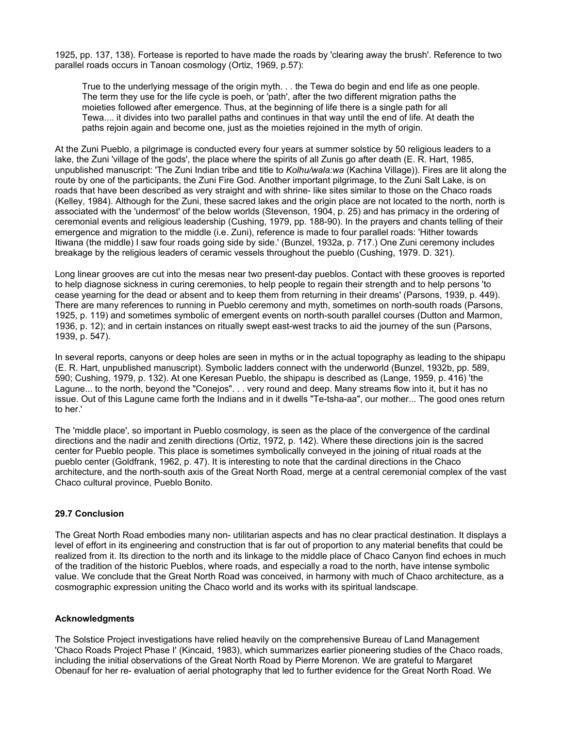1925, pp. 137, 138). Fortease is reported to have made the roads by 'clearing away the brush'. Reference to two parallel roads occurs in Tanoan cosmology (Ortiz, 1969, p.57):

> True to the underlying message of the origin myth. . . the Tewa do begin and end life as one people. The term they use for the life cycle is poeh, or 'path', after the two different migration paths the moieties followed after emergence. Thus, at the beginning of life there is a single path for all Tewa.... it divides into two parallel paths and continues in that way until the end of life. At death the paths rejoin again and become one, just as the moieties rejoined in the myth of origin.

At the Zuni Pueblo, a pilgrimage is conducted every four years at summer solstice by 50 religious leaders to a lake, the Zuni 'village of the gods', the place where the spirits of all Zunis go after death (E. R. Hart, 1985, unpublished manuscript: 'The Zuni Indian tribe and title to *Kolhu/wala:wa* (Kachina Village)). Fires are lit along the route by one of the participants, the Zuni Fire God. Another important pilgrimage, to the Zuni Salt Lake, is on roads that have been described as very straight and with shrine- like sites similar to those on the Chaco roads (Kelley, 1984). Although for the Zuni, these sacred lakes and the origin place are not located to the north, north is associated with the 'undermost' of the below worlds (Stevenson, 1904, p. 25) and has primacy in the ordering of ceremonial events and religious leadership (Cushing, 1979, pp. 188-90). In the prayers and chants telling of their emergence and migration to the middle (i.e. Zuni), reference is made to four parallel roads: 'Hither towards Itiwana (the middle) I saw four roads going side by side.' (Bunzel, 1932a, p. 717.) One Zuni ceremony includes breakage by the religious leaders of ceramic vessels throughout the pueblo (Cushing, 1979. D. 321).

Long linear grooves are cut into the mesas near two present-day pueblos. Contact with these grooves is reported to help diagnose sickness in curing ceremonies, to help people to regain their strength and to help persons 'to cease yearning for the dead or absent and to keep them from returning in their dreams' (Parsons, 1939, p. 449). There are many references to running in Pueblo ceremony and myth, sometimes on north-south roads (Parsons, 1925, p. 119) and sometimes symbolic of emergent events on north-south parallel courses (Dutton and Marmon, 1936, p. 12); and in certain instances on ritually swept east-west tracks to aid the journey of the sun (Parsons, 1939, p. 547).

In several reports, canyons or deep holes are seen in myths or in the actual topography as leading to the shipapu (E. R. Hart, unpublished manuscript). Symbolic ladders connect with the underworld (Bunzel, 1932b, pp. 589, 590; Cushing, 1979, p. 132). At one Keresan Pueblo, the shipapu is described as (Lange, 1959, p. 416) 'the Lagune... to the north, beyond the "Conejos". . . very round and deep. Many streams flow into it, but it has no issue. Out of this Lagune came forth the Indians and in it dwells "Te-tsha-aa", our mother... The good ones return to her.'

The 'middle place', so important in Pueblo cosmology, is seen as the place of the convergence of the cardinal directions and the nadir and zenith directions (Ortiz, 1972, p. 142). Where these directions join is the sacred center for Pueblo people. This place is sometimes symbolically conveyed in the joining of ritual roads at the pueblo center (Goldfrank, 1962, p. 47). It is interesting to note that the cardinal directions in the Chaco architecture, and the north-south axis of the Great North Road, merge at a central ceremonial complex of the vast Chaco cultural province, Pueblo Bonito.

### 29.7 Conclusion

The Great North Road embodies many non- utilitarian aspects and has no clear practical destination. It displays a level of effort in its engineering and construction that is far out of proportion to any material benefits that could be realized from it. Its direction to the north and its linkage to the middle place of Chaco Canyon find echoes in much of the tradition of the historic Pueblos, where roads, and especially a road to the north, have intense symbolic value. We conclude that the Great North Road was conceived, in harmony with much of Chaco architecture, as a cosmographic expression uniting the Chaco world and its works with its spiritual landscape.

### Acknowledgments

The Solstice Project investigations have relied heavily on the comprehensive Bureau of Land Management 'Chaco Roads Project Phase I' (Kincaid, 1983), which summarizes earlier pioneering studies of the Chaco roads, including the initial observations of the Great North Road by Pierre Morenon. We are grateful to Margaret Obenauf for her re- evaluation of aerial photography that led to further evidence for the Great North Road. We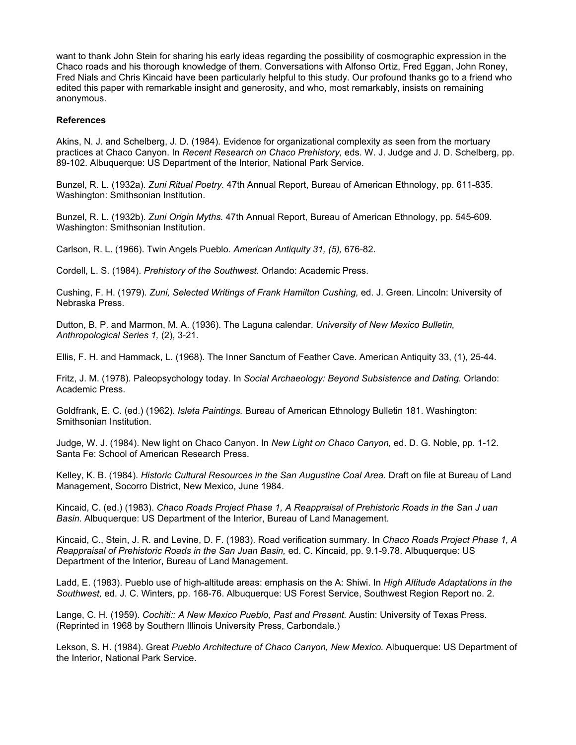want to thank John Stein for sharing his early ideas regarding the possibility of cosmographic expression in the Chaco roads and his thorough knowledge of them. Conversations with Alfonso Ortiz, Fred Eggan, John Roney, Fred Nials and Chris Kincaid have been particularly helpful to this study. Our profound thanks go to a friend who edited this paper with remarkable insight and generosity, and who, most remarkably, insists on remaining anonymous.

**References**

Akins, N. J. and Schelberg, J. D. (1984). Evidence for organizational complexity as seen from the mortuary practices at Chaco Canyon. In *Recent Research on Chaco Prehistory,* eds. W. J. Judge and J. D. Schelberg, pp. 89-102. Albuquerque: US Department of the Interior, National Park Service.

Bunzel, R. L. (1932a). *Zuni Ritual Poetry.* 47th Annual Report, Bureau of American Ethnology, pp. 611-835. Washington: Smithsonian Institution.

Bunzel, R. L. (1932b). *Zuni Origin Myths.* 47th Annual Report, Bureau of American Ethnology, pp. 545-609. Washington: Smithsonian Institution.

Carlson, R. L. (1966). Twin Angels Pueblo. *American Antiquity 31, (5),* 676-82.

Cordell, L. S. (1984). *Prehistory of the Southwest.* Orlando: Academic Press.

Cushing, F. H. (1979). *Zuni, Selected Writings of Frank Hamilton Cushing,* ed. J. Green. Lincoln: University of Nebraska Press.

Dutton, B. P. and Marmon, M. A. (1936). The Laguna calendar. *University of New Mexico Bulletin, Anthropological Series 1,* (2), 3-21.

Ellis, F. H. and Hammack, L. (1968). The Inner Sanctum of Feather Cave. American Antiquity 33, (1), 25-44.

Fritz, J. M. (1978). Paleopsychology today. In *Social Archaeology: Beyond Subsistence and Dating.* Orlando: Academic Press.

Goldfrank, E. C. (ed.) (1962). *Isleta Paintings.* Bureau of American Ethnology Bulletin 181. Washington: Smithsonian Institution.

Judge, W. J. (1984). New light on Chaco Canyon. In *New Light on Chaco Canyon,* ed. D. G. Noble, pp. 1-12. Santa Fe: School of American Research Press.

Kelley, K. B. (1984). *Historic Cultural Resources in the San Augustine Coal Area.* Draft on file at Bureau of Land Management, Socorro District, New Mexico, June 1984.

Kincaid, C. (ed.) (1983). *Chaco Roads Project Phase 1, A Reappraisal of Prehistoric Roads in the San J uan Basin.* Albuquerque: US Department of the Interior, Bureau of Land Management.

Kincaid, C., Stein, J. R. and Levine, D. F. (1983). Road verification summary. In *Chaco Roads Project Phase 1, A Reappraisal of Prehistoric Roads in the San Juan Basin,* ed. C. Kincaid, pp. 9.1-9.78. Albuquerque: US Department of the Interior, Bureau of Land Management.

Ladd, E. (1983). Pueblo use of high-altitude areas: emphasis on the A: Shiwi. In *High Altitude Adaptations in the Southwest,* ed. J. C. Winters, pp. 168-76. Albuquerque: US Forest Service, Southwest Region Report no. 2.

Lange, C. H. (1959). *Cochiti:: A New Mexico Pueblo, Past and Present.* Austin: University of Texas Press. (Reprinted in 1968 by Southern Illinois University Press, Carbondale.)

Lekson, S. H. (1984). Great *Pueblo Architecture of Chaco Canyon, New Mexico.* Albuquerque: US Department of the Interior, National Park Service.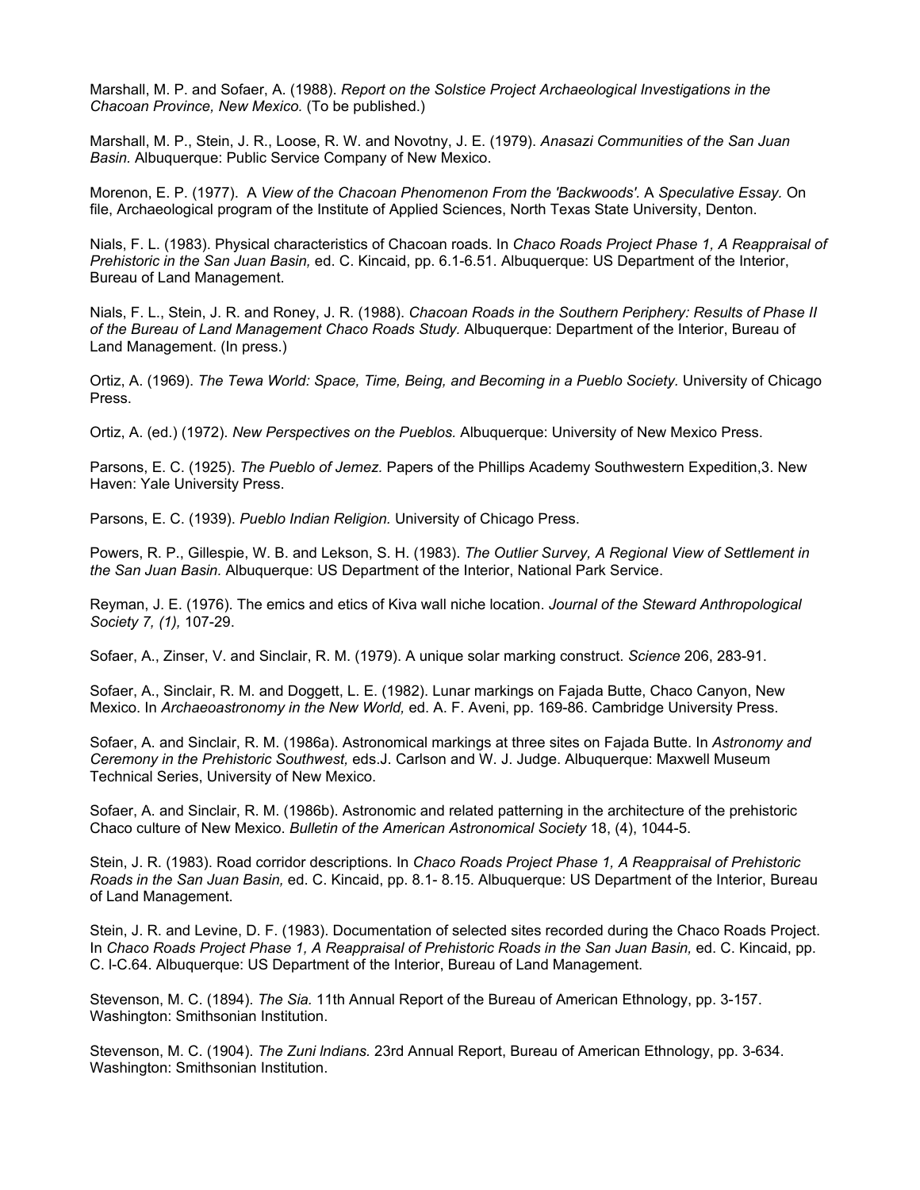Marshall, M. P. and Sofaer, A. (1988). *Report on the Solstice Project Archaeological Investigations in the Chacoan Province, New Mexico.* (To be published.)

Marshall, M. P., Stein, J. R., Loose, R. W. and Novotny, J. E. (1979). *Anasazi Communities of the San Juan Basin.* Albuquerque: Public Service Company of New Mexico.

Morenon, E. P. (1977). A *View of the Chacoan Phenomenon From the 'Backwoods'.* A *Speculative Essay.* On file, Archaeological program of the Institute of Applied Sciences, North Texas State University, Denton.

Nials, F. L. (1983). Physical characteristics of Chacoan roads. In *Chaco Roads Project Phase 1, A Reappraisal of Prehistoric in the San Juan Basin,* ed. C. Kincaid, pp. 6.1-6.51. Albuquerque: US Department of the Interior, Bureau of Land Management.

Nials, F. L., Stein, J. R. and Roney, J. R. (1988). *Chacoan Roads in the Southern Periphery: Results of Phase II of the Bureau of Land Management Chaco Roads Study.* Albuquerque: Department of the Interior, Bureau of Land Management. (In press.)

Ortiz, A. (1969). *The Tewa World: Space, Time, Being, and Becoming in a Pueblo Society.* University of Chicago Press.

Ortiz, A. (ed.) (1972). *New Perspectives on the Pueblos.* Albuquerque: University of New Mexico Press.

Parsons, E. C. (1925). *The Pueblo of Jemez.* Papers of the Phillips Academy Southwestern Expedition,3. New Haven: Yale University Press.

Parsons, E. C. (1939). *Pueblo Indian Religion.* University of Chicago Press.

Powers, R. P., Gillespie, W. B. and Lekson, S. H. (1983). *The Outlier Survey, A Regional View of Settlement in the San Juan Basin.* Albuquerque: US Department of the Interior, National Park Service.

Reyman, J. E. (1976). The emics and etics of Kiva wall niche location. *Journal of the Steward Anthropological Society 7, (1),* 107-29.

Sofaer, A., Zinser, V. and Sinclair, R. M. (1979). A unique solar marking construct. *Science* 206, 283-91.

Sofaer, A., Sinclair, R. M. and Doggett, L. E. (1982). Lunar markings on Fajada Butte, Chaco Canyon, New Mexico. In *Archaeoastronomy in the New World,* ed. A. F. Aveni, pp. 169-86. Cambridge University Press.

Sofaer, A. and Sinclair, R. M. (1986a). Astronomical markings at three sites on Fajada Butte. In *Astronomy and Ceremony in the Prehistoric Southwest,* eds.J. Carlson and W. J. Judge. Albuquerque: Maxwell Museum Technical Series, University of New Mexico.

Sofaer, A. and Sinclair, R. M. (1986b). Astronomic and related patterning in the architecture of the prehistoric Chaco culture of New Mexico. *Bulletin of the American Astronomical Society* 18, (4), 1044-5.

Stein, J. R. (1983). Road corridor descriptions. In *Chaco Roads Project Phase 1, A Reappraisal of Prehistoric Roads in the San Juan Basin,* ed. C. Kincaid, pp. 8.1- 8.15. Albuquerque: US Department of the Interior, Bureau of Land Management.

Stein, J. R. and Levine, D. F. (1983). Documentation of selected sites recorded during the Chaco Roads Project. In *Chaco Roads Project Phase 1, A Reappraisal of Prehistoric Roads in the San Juan Basin,* ed. C. Kincaid, pp. C. I-C.64. Albuquerque: US Department of the Interior, Bureau of Land Management.

Stevenson, M. C. (1894). *The Sia.* 11th Annual Report of the Bureau of American Ethnology, pp. 3-157. Washington: Smithsonian Institution.

Stevenson, M. C. (1904). *The Zuni Indians.* 23rd Annual Report, Bureau of American Ethnology, pp. 3-634. Washington: Smithsonian Institution.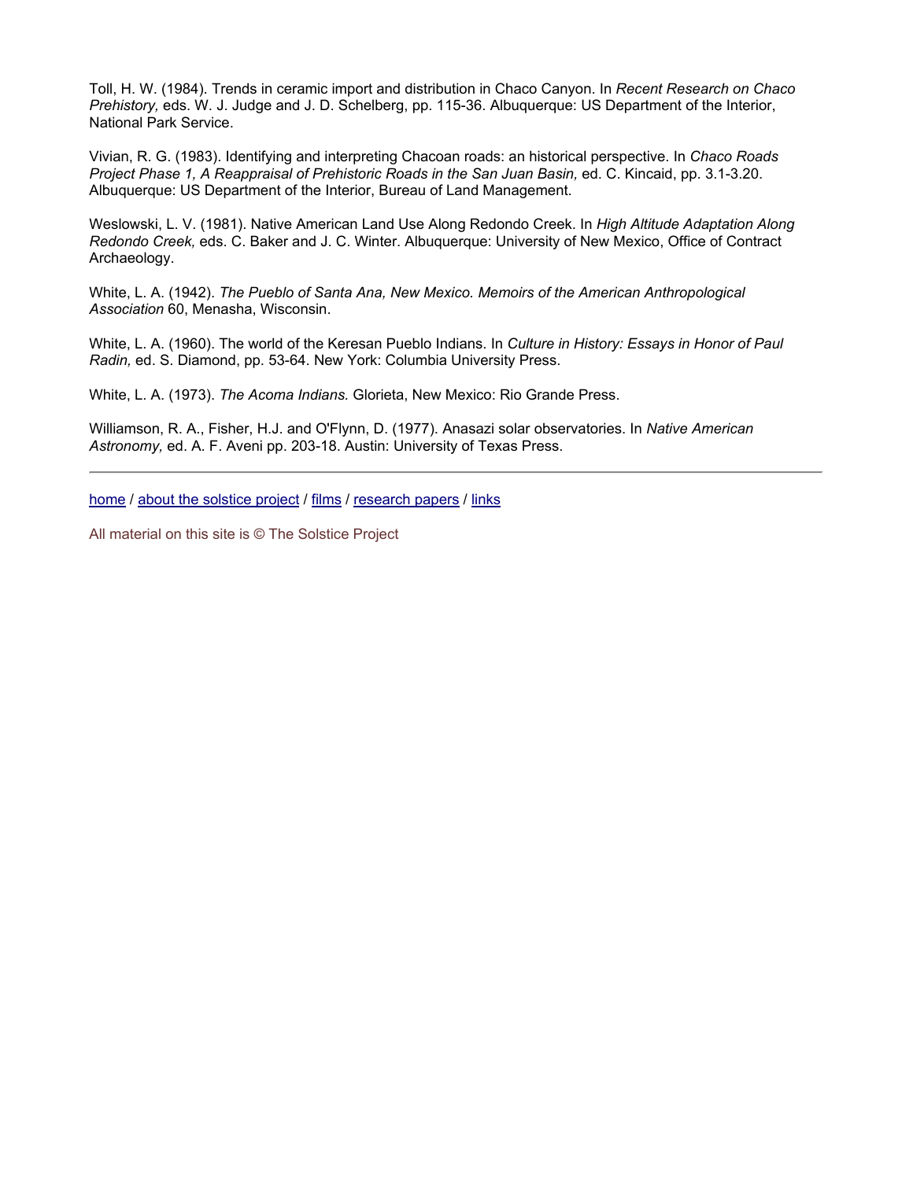Toll, H. W. (1984). Trends in ceramic import and distribution in Chaco Canyon. In *Recent Research on Chaco Prehistory,* eds. W. J. Judge and J. D. Schelberg, pp. 115-36. Albuquerque: US Department of the Interior, National Park Service.

Vivian, R. G. (1983). Identifying and interpreting Chacoan roads: an historical perspective. In *Chaco Roads Project Phase 1, A Reappraisal of Prehistoric Roads in the San Juan Basin,* ed. C. Kincaid, pp. 3.1-3.20. Albuquerque: US Department of the Interior, Bureau of Land Management.

Weslowski, L. V. (1981). Native American Land Use Along Redondo Creek. In *High Altitude Adaptation Along Redondo Creek,* eds. C. Baker and J. C. Winter. Albuquerque: University of New Mexico, Office of Contract Archaeology.

White, L. A. (1942). *The Pueblo of Santa Ana, New Mexico. Memoirs of the American Anthropological Association* 60, Menasha, Wisconsin.

White, L. A. (1960). The world of the Keresan Pueblo Indians. In *Culture in History: Essays in Honor of Paul Radin,* ed. S. Diamond, pp. 53-64. New York: Columbia University Press.

White, L. A. (1973). *The Acoma Indians.* Glorieta, New Mexico: Rio Grande Press.

Williamson, R. A., Fisher, H.J. and O'Flynn, D. (1977). Anasazi solar observatories. In *Native American Astronomy,* ed. A. F. Aveni pp. 203-18. Austin: University of Texas Press.

---

home / about the solstice project / films / research papers / links

All material on this site is © The Solstice Project